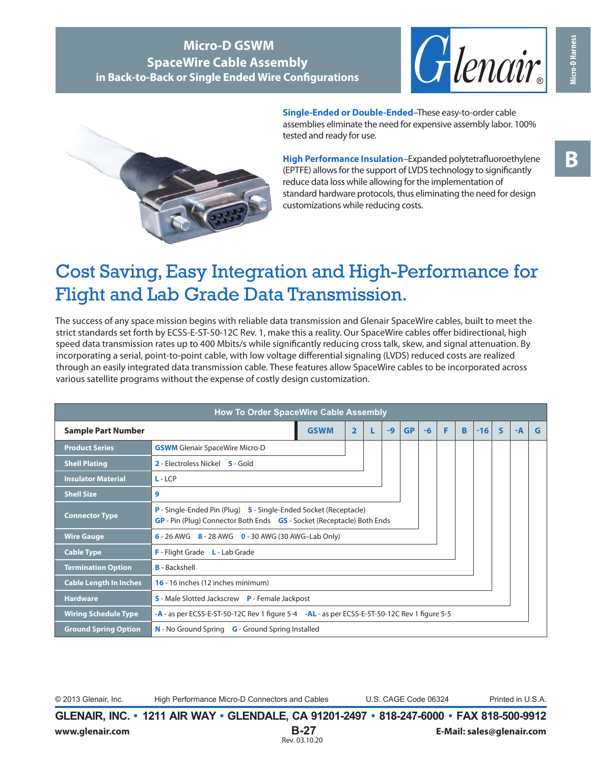# Micro-D GSWM
## SpaceWire Cable Assembly
### in Back-to-Back or Single Ended Wire Configurations

**Single-Ended or Double-Ended**–These easy-to-order cable assemblies eliminate the need for expensive assembly labor. 100% tested and ready for use.

**High Performance Insulation**–Expanded polytetrafluoroethylene (EPTFE) allows for the support of LVDS technology to significantly reduce data loss while allowing for the implementation of standard hardware protocols, thus eliminating the need for design customizations while reducing costs.

## Cost Saving, Easy Integration and High-Performance for Flight and Lab Grade Data Transmission.

The success of any space mission begins with reliable data transmission and Glenair SpaceWire cables, built to meet the strict standards set forth by ECSS-E-ST-50-12C Rev. 1, make this a reality. Our SpaceWire cables offer bidirectional, high speed data transmission rates up to 400 Mbits/s while significantly reducing cross talk, skew, and signal attenuation. By incorporating a serial, point-to-point cable, with low voltage differential signaling (LVDS) reduced costs are realized through an easily integrated data transmission cable. These features allow SpaceWire cables to be incorporated across various satellite programs without the expense of costly design customization.

**How To Order SpaceWire Cable Assembly**

| Sample Part Number | GSWM | 2 | L | -9 | GP | -6 | F | B | -16 | S | -A | G |
|---|---|---|---|---|---|---|---|---|---|---|---|---|

| Field | Options |
|---|---|
| Product Series | **GSWM** Glenair SpaceWire Micro-D |
| Shell Plating | **2** - Electroless Nickel **5** - Gold |
| Insulator Material | **L** - LCP |
| Shell Size | **9** |
| Connector Type | **P** - Single-Ended Pin (Plug) **S** - Single-Ended Socket (Receptacle) **GP** - Pin (Plug) Connector Both Ends **GS** - Socket (Receptacle) Both Ends |
| Wire Gauge | **6** - 26 AWG **8** - 28 AWG **0** - 30 AWG (30 AWG–Lab Only) |
| Cable Type | **F** - Flight Grade **L** - Lab Grade |
| Termination Option | **B** - Backshell |
| Cable Length In Inches | **16** - 16 inches (12 inches minimum) |
| Hardware | **S** - Male Slotted Jackscrew **P** - Female Jackpost |
| Wiring Schedule Type | **-A** - as per ECSS-E-ST-50-12C Rev 1 figure 5-4 **-AL** - as per ECSS-E-ST-50-12C Rev 1 figure 5-5 |
| Ground Spring Option | **N** - No Ground Spring **G** - Ground Spring Installed |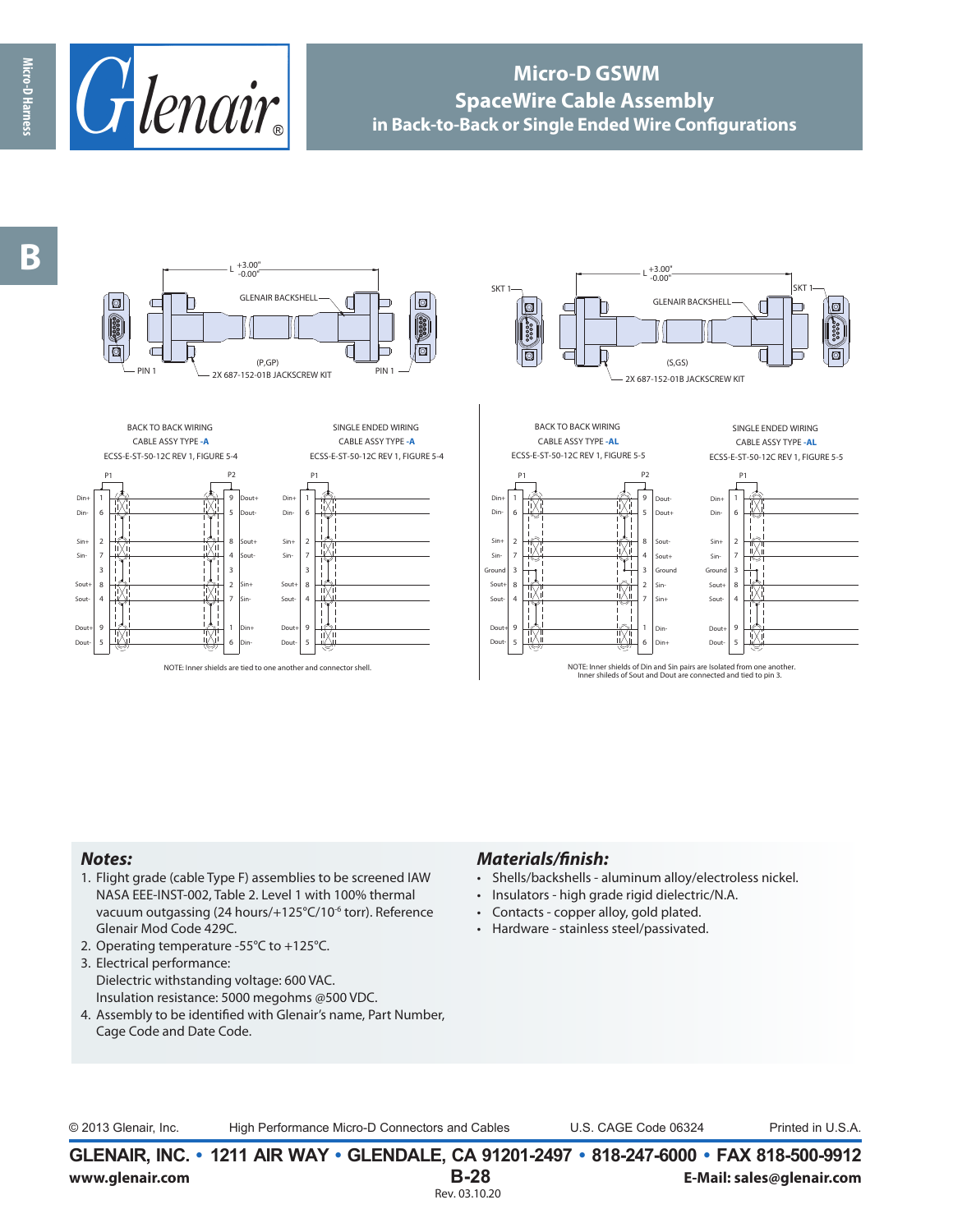# Micro-D GSWM SpaceWire Cable Assembly in Back-to-Back or Single Ended Wire Configurations

L +3.00" -0.00"

GLENAIR BACKSHELL

PIN 1

(P,GP)

2X 687-152-01B JACKSCREW KIT

PIN 1

SKT 1

L +3.00" -0.00"

SKT 1

GLENAIR BACKSHELL

(S,GS)

2X 687-152-01B JACKSCREW KIT

BACK TO BACK WIRING
CABLE ASSY TYPE -A
ECSS-E-ST-50-12C REV 1, FIGURE 5-4

SINGLE ENDED WIRING
CABLE ASSY TYPE -A
ECSS-E-ST-50-12C REV 1, FIGURE 5-4

NOTE: Inner shields are tied to one another and connector shell.

BACK TO BACK WIRING
CABLE ASSY TYPE -AL
ECSS-E-ST-50-12C REV 1, FIGURE 5-5

SINGLE ENDED WIRING
CABLE ASSY TYPE -AL
ECSS-E-ST-50-12C REV 1, FIGURE 5-5

NOTE: Inner shields of Din and Sin pairs are Isolated from one another.
Inner shileds of Sout and Dout are connected and tied to pin 3.

## Notes:

1. Flight grade (cable Type F) assemblies to be screened IAW NASA EEE-INST-002, Table 2. Level 1 with 100% thermal vacuum outgassing (24 hours/+125°C/$10^{-6}$ torr). Reference Glenair Mod Code 429C.
2. Operating temperature -55°C to +125°C.
3. Electrical performance:
   Dielectric withstanding voltage: 600 VAC.
   Insulation resistance: 5000 megohms @500 VDC.
4. Assembly to be identified with Glenair's name, Part Number, Cage Code and Date Code.

## Materials/finish:

- Shells/backshells - aluminum alloy/electroless nickel.
- Insulators - high grade rigid dielectric/N.A.
- Contacts - copper alloy, gold plated.
- Hardware - stainless steel/passivated.